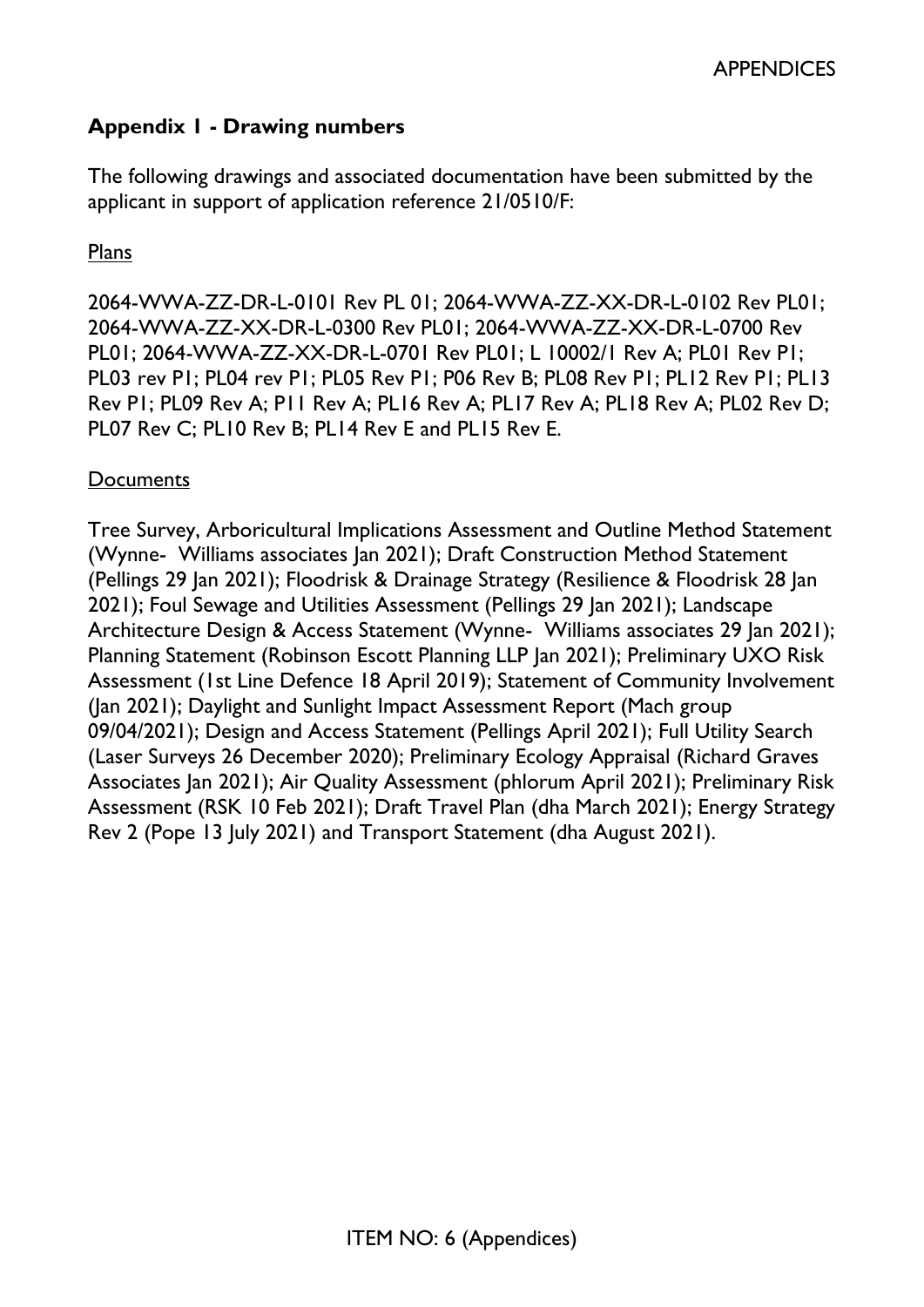## Appendix 1 - Drawing numbers

The following drawings and associated documentation have been submitted by the applicant in support of application reference 21/0510/F:

Plans

2064-WWA-ZZ-DR-L-0101 Rev PL 01; 2064-WWA-ZZ-XX-DR-L-0102 Rev PL01; 2064-WWA-ZZ-XX-DR-L-0300 Rev PL01; 2064-WWA-ZZ-XX-DR-L-0700 Rev PL01; 2064-WWA-ZZ-XX-DR-L-0701 Rev PL01; L 10002/1 Rev A; PL01 Rev P1; PL03 rev P1; PL04 rev P1; PL05 Rev P1; P06 Rev B; PL08 Rev P1; PL12 Rev P1; PL13 Rev P1; PL09 Rev A; P11 Rev A; PL16 Rev A; PL17 Rev A; PL18 Rev A; PL02 Rev D; PL07 Rev C; PL10 Rev B; PL14 Rev E and PL15 Rev E.

Documents

Tree Survey, Arboricultural Implications Assessment and Outline Method Statement (Wynne- Williams associates Jan 2021); Draft Construction Method Statement (Pellings 29 Jan 2021); Floodrisk & Drainage Strategy (Resilience & Floodrisk 28 Jan 2021); Foul Sewage and Utilities Assessment (Pellings 29 Jan 2021); Landscape Architecture Design & Access Statement (Wynne- Williams associates 29 Jan 2021); Planning Statement (Robinson Escott Planning LLP Jan 2021); Preliminary UXO Risk Assessment (1st Line Defence 18 April 2019); Statement of Community Involvement (Jan 2021); Daylight and Sunlight Impact Assessment Report (Mach group 09/04/2021); Design and Access Statement (Pellings April 2021); Full Utility Search (Laser Surveys 26 December 2020); Preliminary Ecology Appraisal (Richard Graves Associates Jan 2021); Air Quality Assessment (phlorum April 2021); Preliminary Risk Assessment (RSK 10 Feb 2021); Draft Travel Plan (dha March 2021); Energy Strategy Rev 2 (Pope 13 July 2021) and Transport Statement (dha August 2021).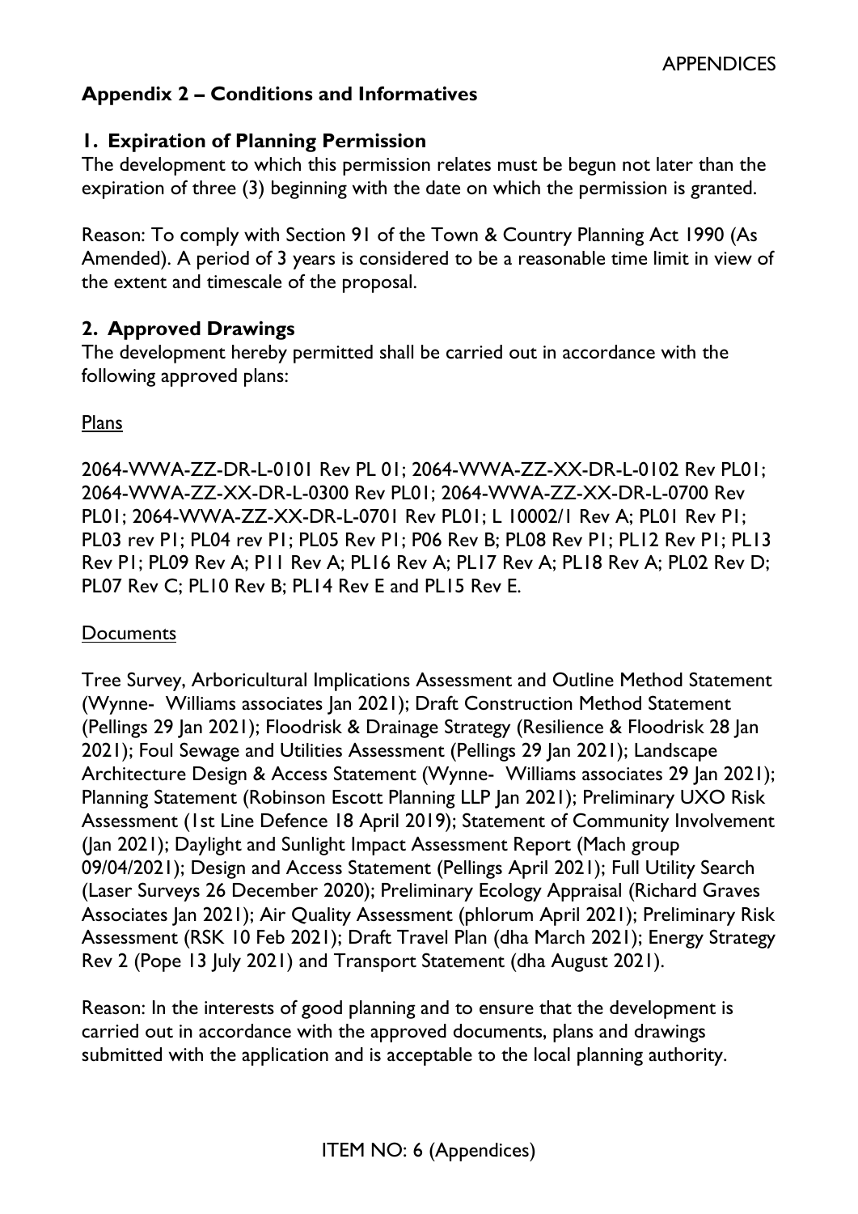## Appendix 2 – Conditions and Informatives

### 1. Expiration of Planning Permission

The development to which this permission relates must be begun not later than the expiration of three (3) beginning with the date on which the permission is granted.

Reason: To comply with Section 91 of the Town & Country Planning Act 1990 (As Amended). A period of 3 years is considered to be a reasonable time limit in view of the extent and timescale of the proposal.

### 2. Approved Drawings

The development hereby permitted shall be carried out in accordance with the following approved plans:

Plans

2064-WWA-ZZ-DR-L-0101 Rev PL 01; 2064-WWA-ZZ-XX-DR-L-0102 Rev PL01; 2064-WWA-ZZ-XX-DR-L-0300 Rev PL01; 2064-WWA-ZZ-XX-DR-L-0700 Rev PL01; 2064-WWA-ZZ-XX-DR-L-0701 Rev PL01; L 10002/1 Rev A; PL01 Rev P1; PL03 rev P1; PL04 rev P1; PL05 Rev P1; P06 Rev B; PL08 Rev P1; PL12 Rev P1; PL13 Rev P1; PL09 Rev A; P11 Rev A; PL16 Rev A; PL17 Rev A; PL18 Rev A; PL02 Rev D; PL07 Rev C; PL10 Rev B; PL14 Rev E and PL15 Rev E.

Documents

Tree Survey, Arboricultural Implications Assessment and Outline Method Statement (Wynne- Williams associates Jan 2021); Draft Construction Method Statement (Pellings 29 Jan 2021); Floodrisk & Drainage Strategy (Resilience & Floodrisk 28 Jan 2021); Foul Sewage and Utilities Assessment (Pellings 29 Jan 2021); Landscape Architecture Design & Access Statement (Wynne- Williams associates 29 Jan 2021); Planning Statement (Robinson Escott Planning LLP Jan 2021); Preliminary UXO Risk Assessment (1st Line Defence 18 April 2019); Statement of Community Involvement (Jan 2021); Daylight and Sunlight Impact Assessment Report (Mach group 09/04/2021); Design and Access Statement (Pellings April 2021); Full Utility Search (Laser Surveys 26 December 2020); Preliminary Ecology Appraisal (Richard Graves Associates Jan 2021); Air Quality Assessment (phlorum April 2021); Preliminary Risk Assessment (RSK 10 Feb 2021); Draft Travel Plan (dha March 2021); Energy Strategy Rev 2 (Pope 13 July 2021) and Transport Statement (dha August 2021).

Reason: In the interests of good planning and to ensure that the development is carried out in accordance with the approved documents, plans and drawings submitted with the application and is acceptable to the local planning authority.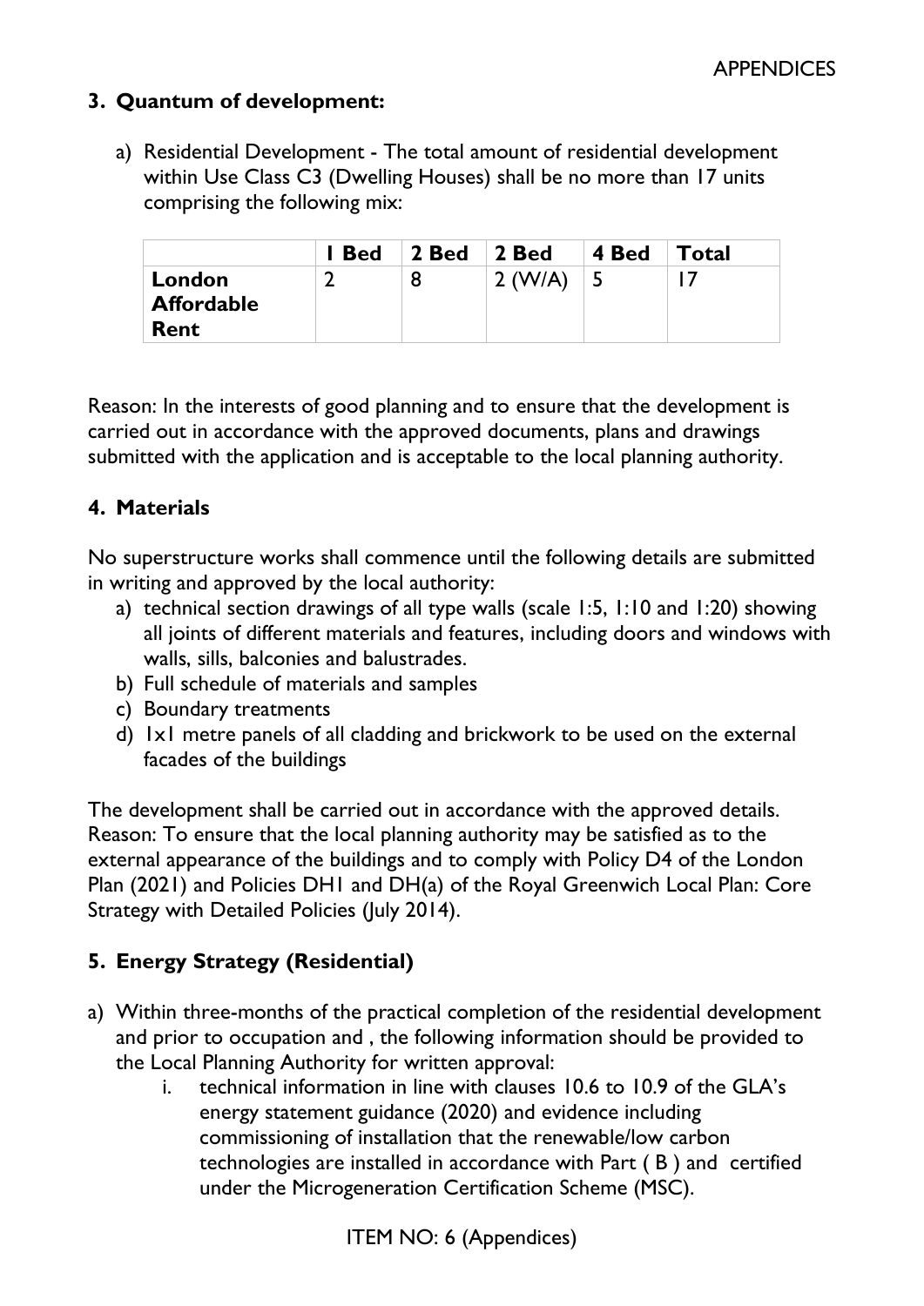## 3. Quantum of development:

a) Residential Development - The total amount of residential development within Use Class C3 (Dwelling Houses) shall be no more than 17 units comprising the following mix:

| | 1 Bed | 2 Bed | 2 Bed | 4 Bed | Total |
|---|---|---|---|---|---|
| **London Affordable Rent** | 2 | 8 | 2 (W/A) | 5 | 17 |

Reason: In the interests of good planning and to ensure that the development is carried out in accordance with the approved documents, plans and drawings submitted with the application and is acceptable to the local planning authority.

## 4. Materials

No superstructure works shall commence until the following details are submitted in writing and approved by the local authority:

a) technical section drawings of all type walls (scale 1:5, 1:10 and 1:20) showing all joints of different materials and features, including doors and windows with walls, sills, balconies and balustrades.
b) Full schedule of materials and samples
c) Boundary treatments
d) 1x1 metre panels of all cladding and brickwork to be used on the external facades of the buildings

The development shall be carried out in accordance with the approved details.
Reason: To ensure that the local planning authority may be satisfied as to the external appearance of the buildings and to comply with Policy D4 of the London Plan (2021) and Policies DH1 and DH(a) of the Royal Greenwich Local Plan: Core Strategy with Detailed Policies (July 2014).

## 5. Energy Strategy (Residential)

a) Within three-months of the practical completion of the residential development and prior to occupation and , the following information should be provided to the Local Planning Authority for written approval:
   i. technical information in line with clauses 10.6 to 10.9 of the GLA's energy statement guidance (2020) and evidence including commissioning of installation that the renewable/low carbon technologies are installed in accordance with Part ( B ) and certified under the Microgeneration Certification Scheme (MSC).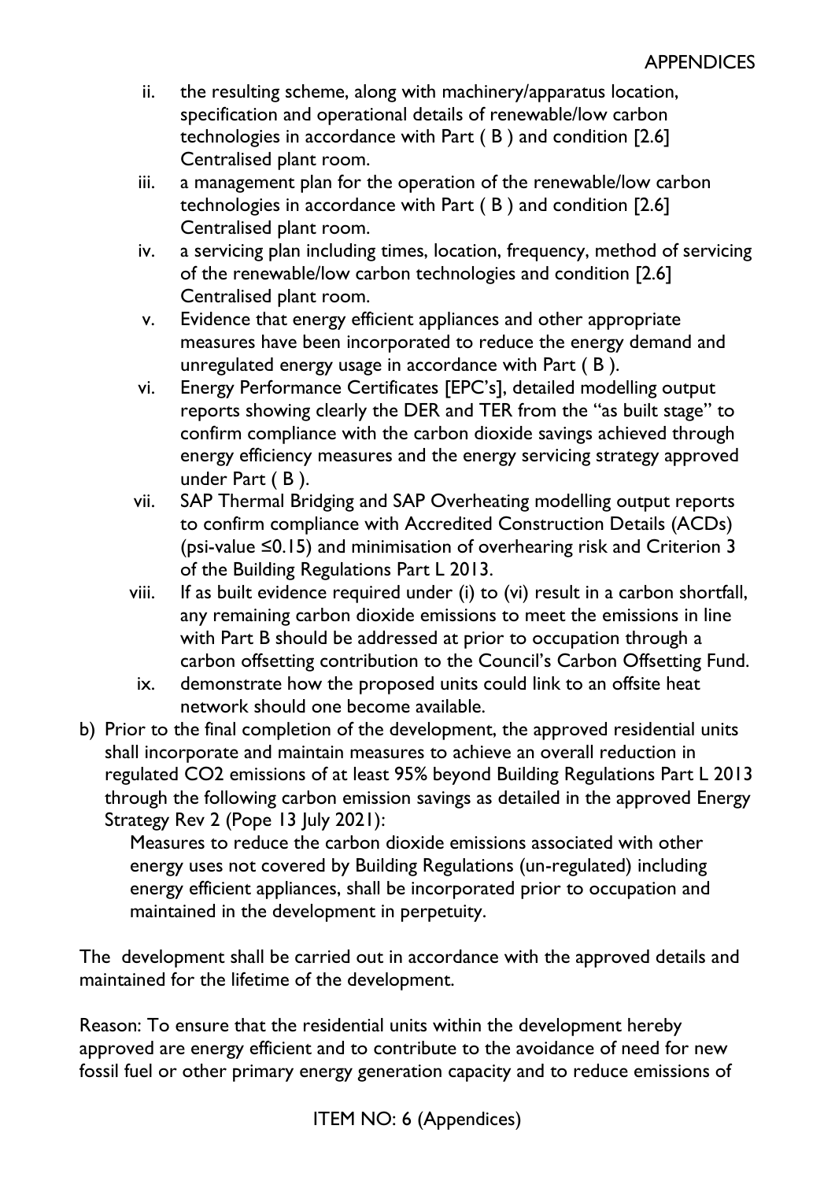ii. the resulting scheme, along with machinery/apparatus location, specification and operational details of renewable/low carbon technologies in accordance with Part ( B ) and condition [2.6] Centralised plant room.
iii. a management plan for the operation of the renewable/low carbon technologies in accordance with Part ( B ) and condition [2.6] Centralised plant room.
iv. a servicing plan including times, location, frequency, method of servicing of the renewable/low carbon technologies and condition [2.6] Centralised plant room.
v. Evidence that energy efficient appliances and other appropriate measures have been incorporated to reduce the energy demand and unregulated energy usage in accordance with Part ( B ).
vi. Energy Performance Certificates [EPC's], detailed modelling output reports showing clearly the DER and TER from the "as built stage" to confirm compliance with the carbon dioxide savings achieved through energy efficiency measures and the energy servicing strategy approved under Part ( B ).
vii. SAP Thermal Bridging and SAP Overheating modelling output reports to confirm compliance with Accredited Construction Details (ACDs) (psi-value ≤0.15) and minimisation of overhearing risk and Criterion 3 of the Building Regulations Part L 2013.
viii. If as built evidence required under (i) to (vi) result in a carbon shortfall, any remaining carbon dioxide emissions to meet the emissions in line with Part B should be addressed at prior to occupation through a carbon offsetting contribution to the Council's Carbon Offsetting Fund.
ix. demonstrate how the proposed units could link to an offsite heat network should one become available.

b) Prior to the final completion of the development, the approved residential units shall incorporate and maintain measures to achieve an overall reduction in regulated $CO_2$ emissions of at least 95% beyond Building Regulations Part L 2013 through the following carbon emission savings as detailed in the approved Energy Strategy Rev 2 (Pope 13 July 2021):

   Measures to reduce the carbon dioxide emissions associated with other energy uses not covered by Building Regulations (un-regulated) including energy efficient appliances, shall be incorporated prior to occupation and maintained in the development in perpetuity.

The development shall be carried out in accordance with the approved details and maintained for the lifetime of the development.

Reason: To ensure that the residential units within the development hereby approved are energy efficient and to contribute to the avoidance of need for new fossil fuel or other primary energy generation capacity and to reduce emissions of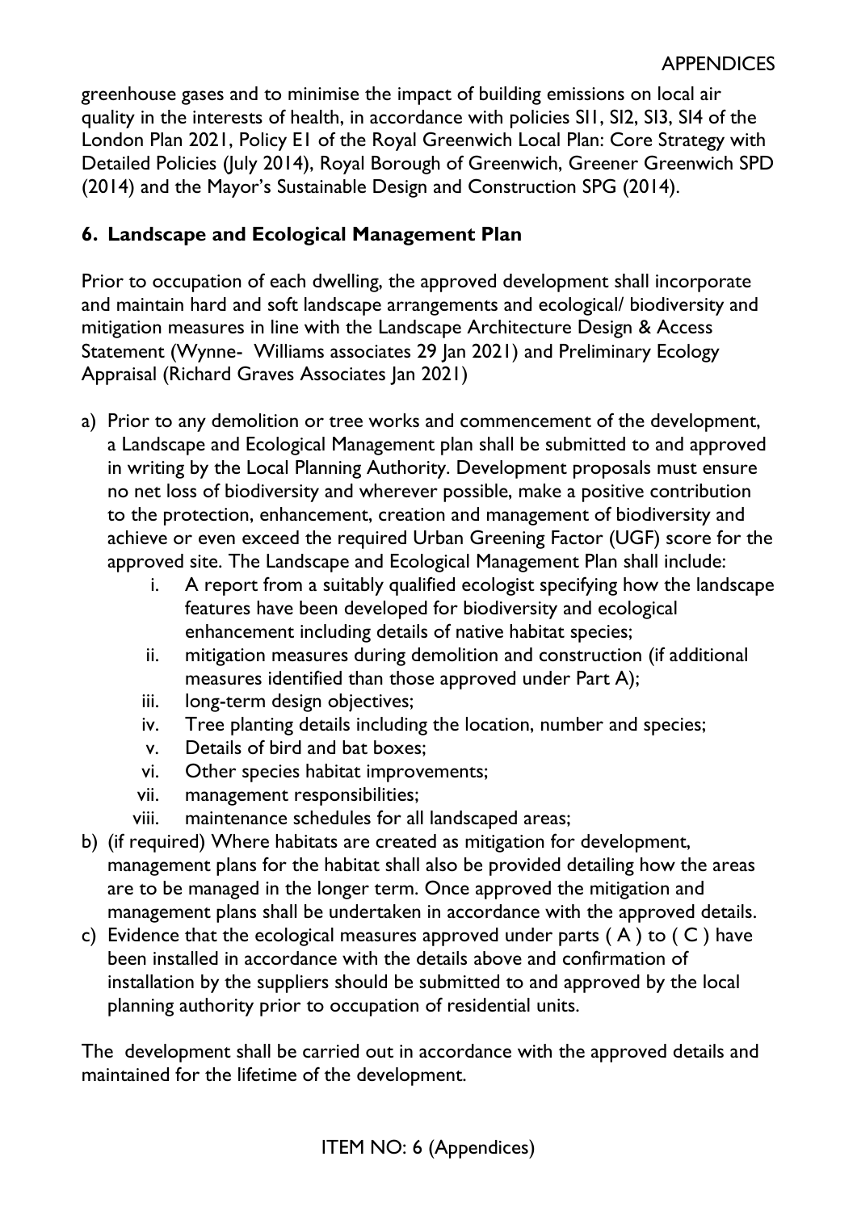greenhouse gases and to minimise the impact of building emissions on local air quality in the interests of health, in accordance with policies SI1, SI2, SI3, SI4 of the London Plan 2021, Policy E1 of the Royal Greenwich Local Plan: Core Strategy with Detailed Policies (July 2014), Royal Borough of Greenwich, Greener Greenwich SPD (2014) and the Mayor's Sustainable Design and Construction SPG (2014).

## 6. Landscape and Ecological Management Plan

Prior to occupation of each dwelling, the approved development shall incorporate and maintain hard and soft landscape arrangements and ecological/ biodiversity and mitigation measures in line with the Landscape Architecture Design & Access Statement (Wynne- Williams associates 29 Jan 2021) and Preliminary Ecology Appraisal (Richard Graves Associates Jan 2021)

a) Prior to any demolition or tree works and commencement of the development, a Landscape and Ecological Management plan shall be submitted to and approved in writing by the Local Planning Authority. Development proposals must ensure no net loss of biodiversity and wherever possible, make a positive contribution to the protection, enhancement, creation and management of biodiversity and achieve or even exceed the required Urban Greening Factor (UGF) score for the approved site. The Landscape and Ecological Management Plan shall include:
    i. A report from a suitably qualified ecologist specifying how the landscape features have been developed for biodiversity and ecological enhancement including details of native habitat species;
    ii. mitigation measures during demolition and construction (if additional measures identified than those approved under Part A);
    iii. long-term design objectives;
    iv. Tree planting details including the location, number and species;
    v. Details of bird and bat boxes;
    vi. Other species habitat improvements;
    vii. management responsibilities;
    viii. maintenance schedules for all landscaped areas;
b) (if required) Where habitats are created as mitigation for development, management plans for the habitat shall also be provided detailing how the areas are to be managed in the longer term. Once approved the mitigation and management plans shall be undertaken in accordance with the approved details.
c) Evidence that the ecological measures approved under parts ( A ) to ( C ) have been installed in accordance with the details above and confirmation of installation by the suppliers should be submitted to and approved by the local planning authority prior to occupation of residential units.

The development shall be carried out in accordance with the approved details and maintained for the lifetime of the development.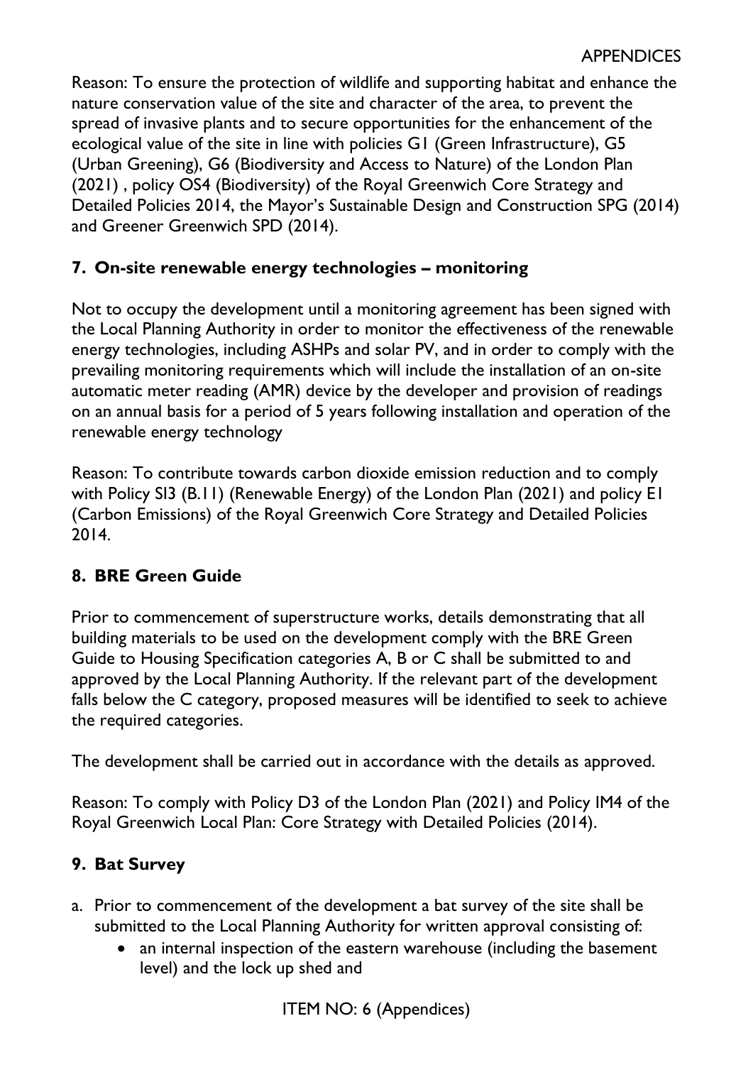Reason: To ensure the protection of wildlife and supporting habitat and enhance the nature conservation value of the site and character of the area, to prevent the spread of invasive plants and to secure opportunities for the enhancement of the ecological value of the site in line with policies G1 (Green Infrastructure), G5 (Urban Greening), G6 (Biodiversity and Access to Nature) of the London Plan (2021) , policy OS4 (Biodiversity) of the Royal Greenwich Core Strategy and Detailed Policies 2014, the Mayor's Sustainable Design and Construction SPG (2014) and Greener Greenwich SPD (2014).

## 7. On-site renewable energy technologies – monitoring

Not to occupy the development until a monitoring agreement has been signed with the Local Planning Authority in order to monitor the effectiveness of the renewable energy technologies, including ASHPs and solar PV, and in order to comply with the prevailing monitoring requirements which will include the installation of an on-site automatic meter reading (AMR) device by the developer and provision of readings on an annual basis for a period of 5 years following installation and operation of the renewable energy technology

Reason: To contribute towards carbon dioxide emission reduction and to comply with Policy SI3 (B.11) (Renewable Energy) of the London Plan (2021) and policy E1 (Carbon Emissions) of the Royal Greenwich Core Strategy and Detailed Policies 2014.

## 8. BRE Green Guide

Prior to commencement of superstructure works, details demonstrating that all building materials to be used on the development comply with the BRE Green Guide to Housing Specification categories A, B or C shall be submitted to and approved by the Local Planning Authority. If the relevant part of the development falls below the C category, proposed measures will be identified to seek to achieve the required categories.

The development shall be carried out in accordance with the details as approved.

Reason: To comply with Policy D3 of the London Plan (2021) and Policy IM4 of the Royal Greenwich Local Plan: Core Strategy with Detailed Policies (2014).

## 9. Bat Survey

a. Prior to commencement of the development a bat survey of the site shall be submitted to the Local Planning Authority for written approval consisting of:
   - an internal inspection of the eastern warehouse (including the basement level) and the lock up shed and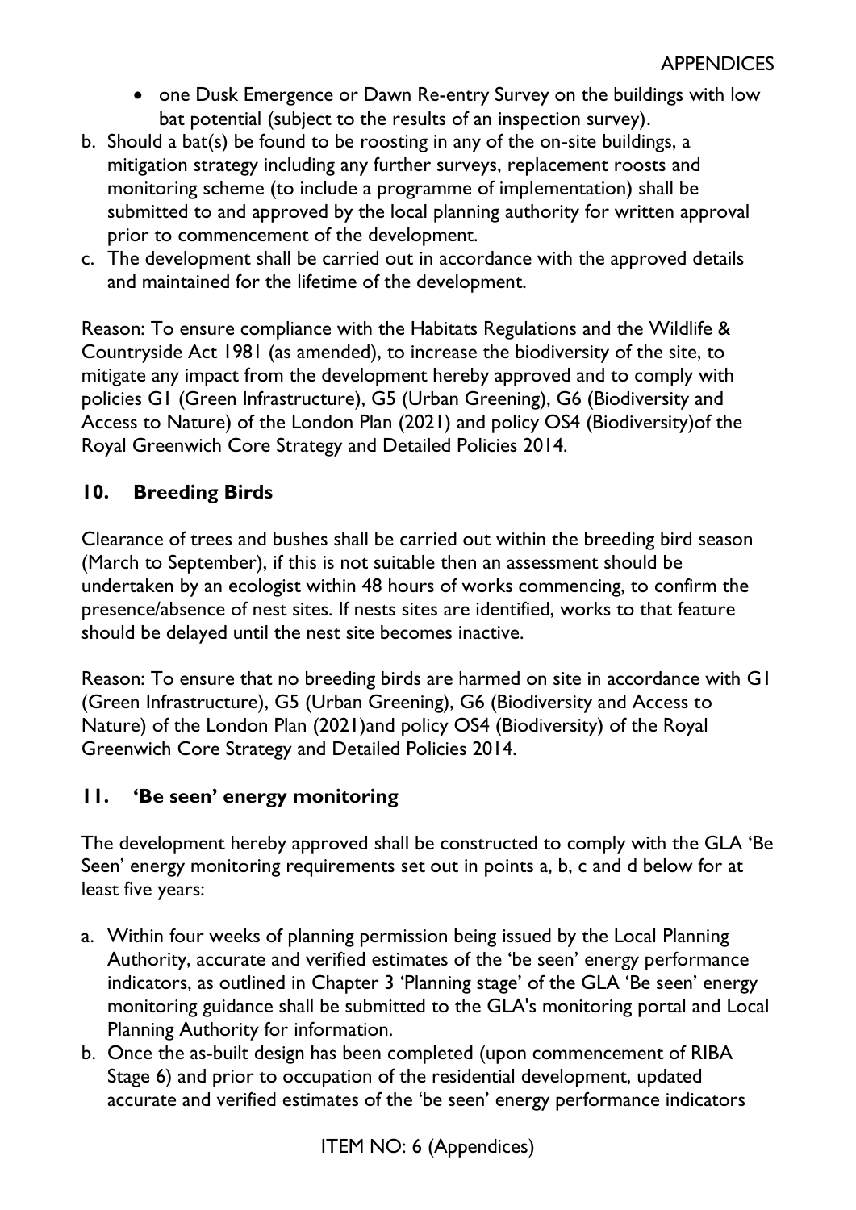- one Dusk Emergence or Dawn Re-entry Survey on the buildings with low bat potential (subject to the results of an inspection survey).

b. Should a bat(s) be found to be roosting in any of the on-site buildings, a mitigation strategy including any further surveys, replacement roosts and monitoring scheme (to include a programme of implementation) shall be submitted to and approved by the local planning authority for written approval prior to commencement of the development.
c. The development shall be carried out in accordance with the approved details and maintained for the lifetime of the development.

Reason: To ensure compliance with the Habitats Regulations and the Wildlife & Countryside Act 1981 (as amended), to increase the biodiversity of the site, to mitigate any impact from the development hereby approved and to comply with policies G1 (Green Infrastructure), G5 (Urban Greening), G6 (Biodiversity and Access to Nature) of the London Plan (2021) and policy OS4 (Biodiversity)of the Royal Greenwich Core Strategy and Detailed Policies 2014.

## 10. Breeding Birds

Clearance of trees and bushes shall be carried out within the breeding bird season (March to September), if this is not suitable then an assessment should be undertaken by an ecologist within 48 hours of works commencing, to confirm the presence/absence of nest sites. If nests sites are identified, works to that feature should be delayed until the nest site becomes inactive.

Reason: To ensure that no breeding birds are harmed on site in accordance with G1 (Green Infrastructure), G5 (Urban Greening), G6 (Biodiversity and Access to Nature) of the London Plan (2021)and policy OS4 (Biodiversity) of the Royal Greenwich Core Strategy and Detailed Policies 2014.

## 11. 'Be seen' energy monitoring

The development hereby approved shall be constructed to comply with the GLA 'Be Seen' energy monitoring requirements set out in points a, b, c and d below for at least five years:

a. Within four weeks of planning permission being issued by the Local Planning Authority, accurate and verified estimates of the 'be seen' energy performance indicators, as outlined in Chapter 3 'Planning stage' of the GLA 'Be seen' energy monitoring guidance shall be submitted to the GLA's monitoring portal and Local Planning Authority for information.
b. Once the as-built design has been completed (upon commencement of RIBA Stage 6) and prior to occupation of the residential development, updated accurate and verified estimates of the 'be seen' energy performance indicators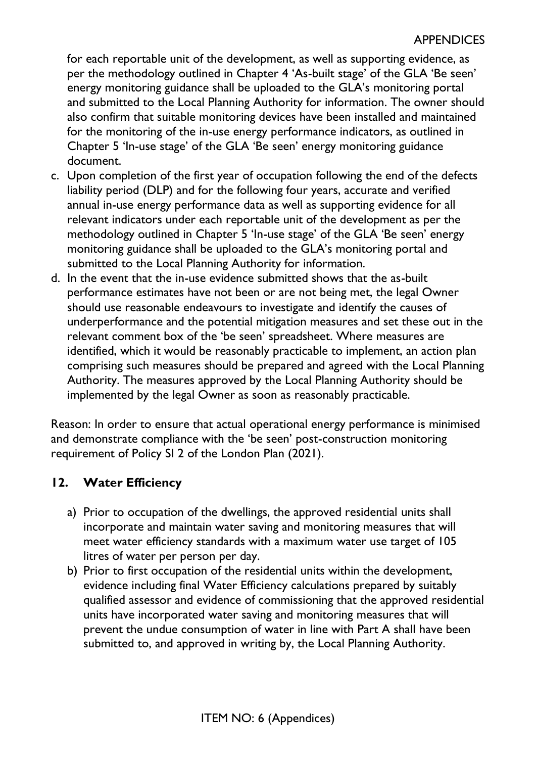for each reportable unit of the development, as well as supporting evidence, as per the methodology outlined in Chapter 4 'As-built stage' of the GLA 'Be seen' energy monitoring guidance shall be uploaded to the GLA's monitoring portal and submitted to the Local Planning Authority for information. The owner should also confirm that suitable monitoring devices have been installed and maintained for the monitoring of the in-use energy performance indicators, as outlined in Chapter 5 'In-use stage' of the GLA 'Be seen' energy monitoring guidance document.

c. Upon completion of the first year of occupation following the end of the defects liability period (DLP) and for the following four years, accurate and verified annual in-use energy performance data as well as supporting evidence for all relevant indicators under each reportable unit of the development as per the methodology outlined in Chapter 5 'In-use stage' of the GLA 'Be seen' energy monitoring guidance shall be uploaded to the GLA's monitoring portal and submitted to the Local Planning Authority for information.
d. In the event that the in-use evidence submitted shows that the as-built performance estimates have not been or are not being met, the legal Owner should use reasonable endeavours to investigate and identify the causes of underperformance and the potential mitigation measures and set these out in the relevant comment box of the 'be seen' spreadsheet. Where measures are identified, which it would be reasonably practicable to implement, an action plan comprising such measures should be prepared and agreed with the Local Planning Authority. The measures approved by the Local Planning Authority should be implemented by the legal Owner as soon as reasonably practicable.

Reason: In order to ensure that actual operational energy performance is minimised and demonstrate compliance with the 'be seen' post-construction monitoring requirement of Policy SI 2 of the London Plan (2021).

## 12. Water Efficiency

a) Prior to occupation of the dwellings, the approved residential units shall incorporate and maintain water saving and monitoring measures that will meet water efficiency standards with a maximum water use target of 105 litres of water per person per day.
b) Prior to first occupation of the residential units within the development, evidence including final Water Efficiency calculations prepared by suitably qualified assessor and evidence of commissioning that the approved residential units have incorporated water saving and monitoring measures that will prevent the undue consumption of water in line with Part A shall have been submitted to, and approved in writing by, the Local Planning Authority.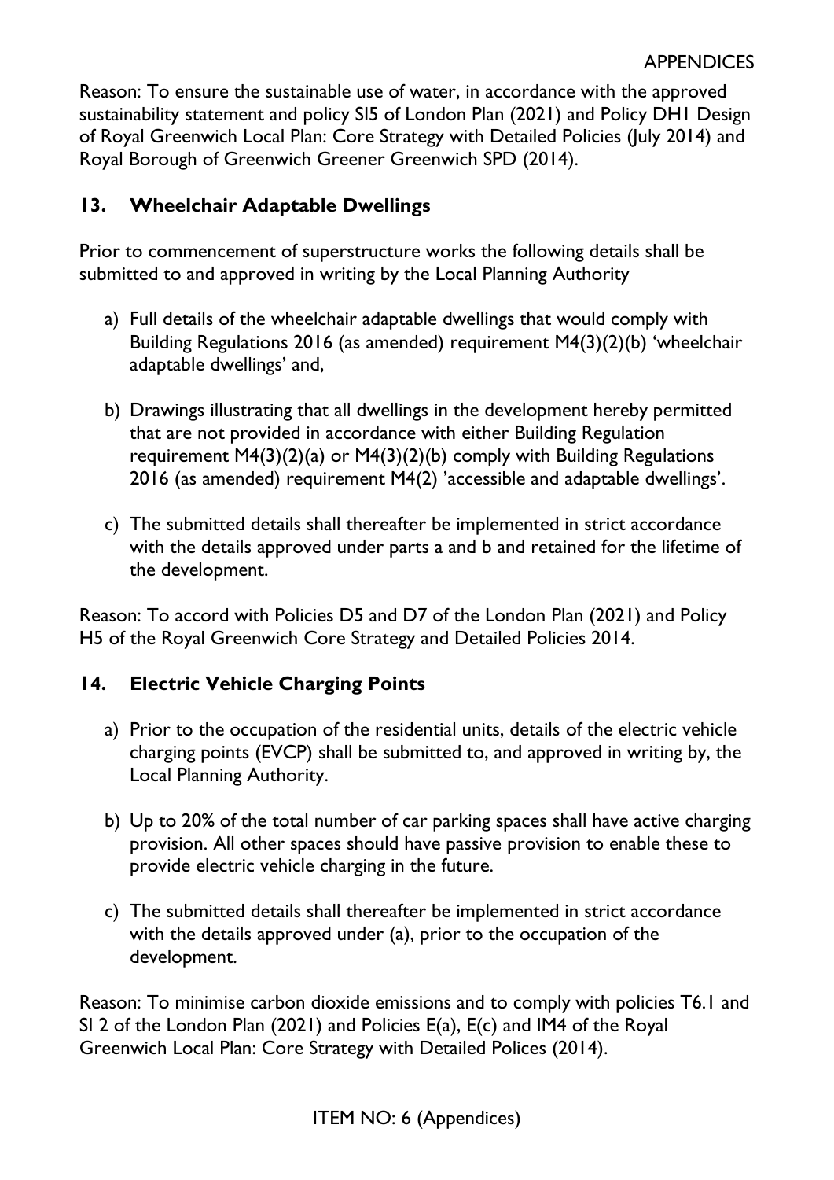Reason: To ensure the sustainable use of water, in accordance with the approved sustainability statement and policy SI5 of London Plan (2021) and Policy DH1 Design of Royal Greenwich Local Plan: Core Strategy with Detailed Policies (July 2014) and Royal Borough of Greenwich Greener Greenwich SPD (2014).

## 13. Wheelchair Adaptable Dwellings

Prior to commencement of superstructure works the following details shall be submitted to and approved in writing by the Local Planning Authority

a) Full details of the wheelchair adaptable dwellings that would comply with Building Regulations 2016 (as amended) requirement M4(3)(2)(b) 'wheelchair adaptable dwellings' and,

b) Drawings illustrating that all dwellings in the development hereby permitted that are not provided in accordance with either Building Regulation requirement M4(3)(2)(a) or M4(3)(2)(b) comply with Building Regulations 2016 (as amended) requirement M4(2) 'accessible and adaptable dwellings'.

c) The submitted details shall thereafter be implemented in strict accordance with the details approved under parts a and b and retained for the lifetime of the development.

Reason: To accord with Policies D5 and D7 of the London Plan (2021) and Policy H5 of the Royal Greenwich Core Strategy and Detailed Policies 2014.

## 14. Electric Vehicle Charging Points

a) Prior to the occupation of the residential units, details of the electric vehicle charging points (EVCP) shall be submitted to, and approved in writing by, the Local Planning Authority.

b) Up to 20% of the total number of car parking spaces shall have active charging provision. All other spaces should have passive provision to enable these to provide electric vehicle charging in the future.

c) The submitted details shall thereafter be implemented in strict accordance with the details approved under (a), prior to the occupation of the development.

Reason: To minimise carbon dioxide emissions and to comply with policies T6.1 and SI 2 of the London Plan (2021) and Policies E(a), E(c) and IM4 of the Royal Greenwich Local Plan: Core Strategy with Detailed Polices (2014).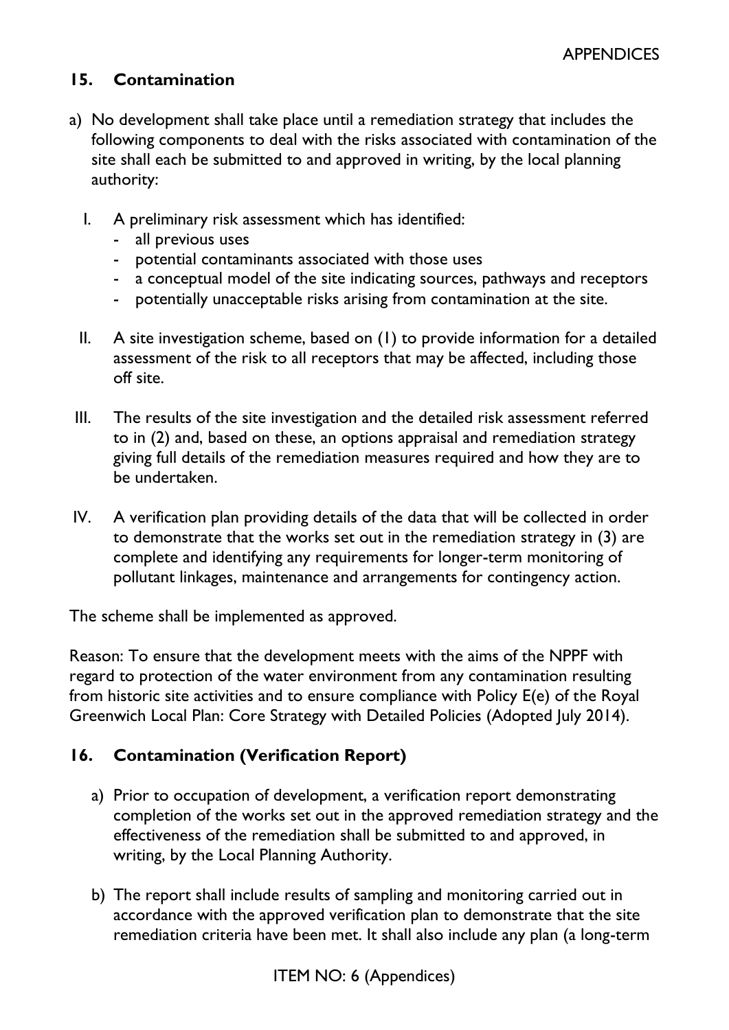## 15. Contamination

a) No development shall take place until a remediation strategy that includes the following components to deal with the risks associated with contamination of the site shall each be submitted to and approved in writing, by the local planning authority:

   I. A preliminary risk assessment which has identified:
      - all previous uses
      - potential contaminants associated with those uses
      - a conceptual model of the site indicating sources, pathways and receptors
      - potentially unacceptable risks arising from contamination at the site.

   II. A site investigation scheme, based on (1) to provide information for a detailed assessment of the risk to all receptors that may be affected, including those off site.

   III. The results of the site investigation and the detailed risk assessment referred to in (2) and, based on these, an options appraisal and remediation strategy giving full details of the remediation measures required and how they are to be undertaken.

   IV. A verification plan providing details of the data that will be collected in order to demonstrate that the works set out in the remediation strategy in (3) are complete and identifying any requirements for longer-term monitoring of pollutant linkages, maintenance and arrangements for contingency action.

The scheme shall be implemented as approved.

Reason: To ensure that the development meets with the aims of the NPPF with regard to protection of the water environment from any contamination resulting from historic site activities and to ensure compliance with Policy E(e) of the Royal Greenwich Local Plan: Core Strategy with Detailed Policies (Adopted July 2014).

## 16. Contamination (Verification Report)

a) Prior to occupation of development, a verification report demonstrating completion of the works set out in the approved remediation strategy and the effectiveness of the remediation shall be submitted to and approved, in writing, by the Local Planning Authority.

b) The report shall include results of sampling and monitoring carried out in accordance with the approved verification plan to demonstrate that the site remediation criteria have been met. It shall also include any plan (a long-term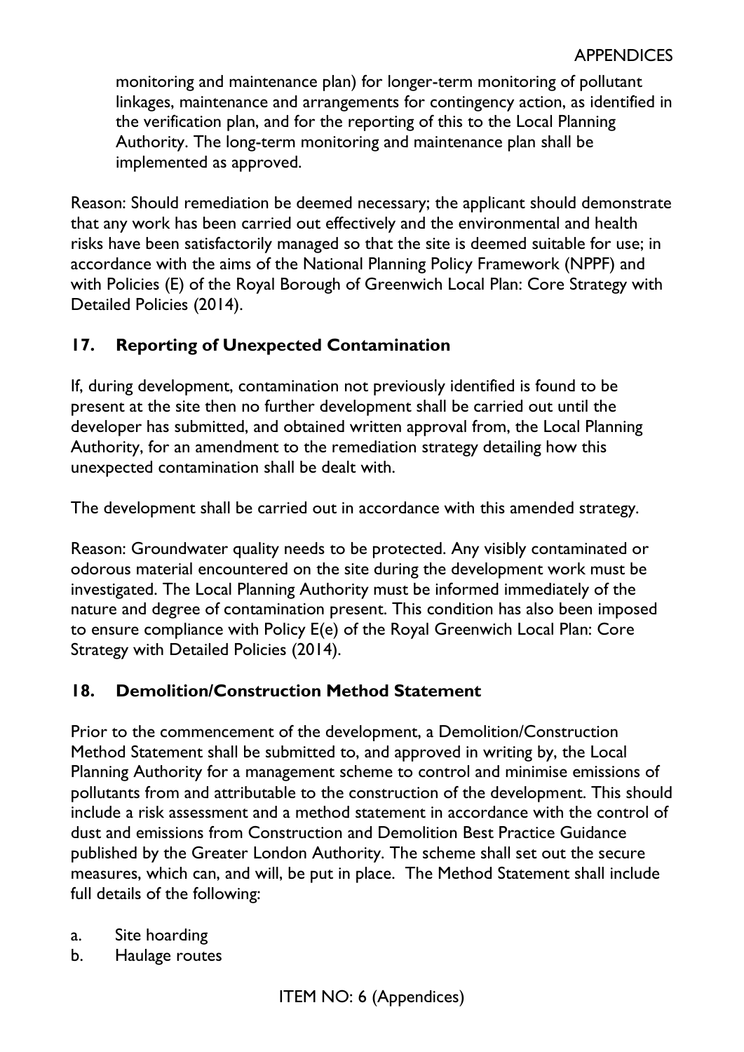monitoring and maintenance plan) for longer-term monitoring of pollutant linkages, maintenance and arrangements for contingency action, as identified in the verification plan, and for the reporting of this to the Local Planning Authority. The long-term monitoring and maintenance plan shall be implemented as approved.

Reason: Should remediation be deemed necessary; the applicant should demonstrate that any work has been carried out effectively and the environmental and health risks have been satisfactorily managed so that the site is deemed suitable for use; in accordance with the aims of the National Planning Policy Framework (NPPF) and with Policies (E) of the Royal Borough of Greenwich Local Plan: Core Strategy with Detailed Policies (2014).

## 17. Reporting of Unexpected Contamination

If, during development, contamination not previously identified is found to be present at the site then no further development shall be carried out until the developer has submitted, and obtained written approval from, the Local Planning Authority, for an amendment to the remediation strategy detailing how this unexpected contamination shall be dealt with.

The development shall be carried out in accordance with this amended strategy.

Reason: Groundwater quality needs to be protected. Any visibly contaminated or odorous material encountered on the site during the development work must be investigated. The Local Planning Authority must be informed immediately of the nature and degree of contamination present. This condition has also been imposed to ensure compliance with Policy E(e) of the Royal Greenwich Local Plan: Core Strategy with Detailed Policies (2014).

## 18. Demolition/Construction Method Statement

Prior to the commencement of the development, a Demolition/Construction Method Statement shall be submitted to, and approved in writing by, the Local Planning Authority for a management scheme to control and minimise emissions of pollutants from and attributable to the construction of the development. This should include a risk assessment and a method statement in accordance with the control of dust and emissions from Construction and Demolition Best Practice Guidance published by the Greater London Authority. The scheme shall set out the secure measures, which can, and will, be put in place. The Method Statement shall include full details of the following:

a. Site hoarding
b. Haulage routes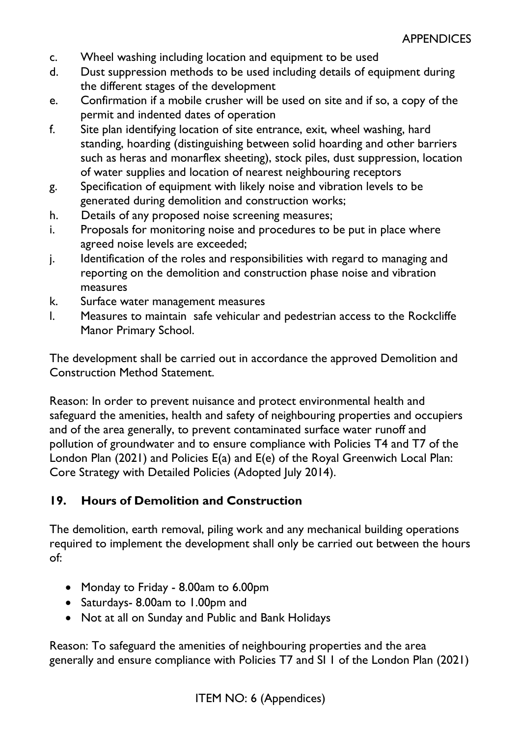c. Wheel washing including location and equipment to be used
d. Dust suppression methods to be used including details of equipment during the different stages of the development
e. Confirmation if a mobile crusher will be used on site and if so, a copy of the permit and indented dates of operation
f. Site plan identifying location of site entrance, exit, wheel washing, hard standing, hoarding (distinguishing between solid hoarding and other barriers such as heras and monarflex sheeting), stock piles, dust suppression, location of water supplies and location of nearest neighbouring receptors
g. Specification of equipment with likely noise and vibration levels to be generated during demolition and construction works;
h. Details of any proposed noise screening measures;
i. Proposals for monitoring noise and procedures to be put in place where agreed noise levels are exceeded;
j. Identification of the roles and responsibilities with regard to managing and reporting on the demolition and construction phase noise and vibration measures
k. Surface water management measures
l. Measures to maintain safe vehicular and pedestrian access to the Rockcliffe Manor Primary School.

The development shall be carried out in accordance the approved Demolition and Construction Method Statement.

Reason: In order to prevent nuisance and protect environmental health and safeguard the amenities, health and safety of neighbouring properties and occupiers and of the area generally, to prevent contaminated surface water runoff and pollution of groundwater and to ensure compliance with Policies T4 and T7 of the London Plan (2021) and Policies E(a) and E(e) of the Royal Greenwich Local Plan: Core Strategy with Detailed Policies (Adopted July 2014).

## 19. Hours of Demolition and Construction

The demolition, earth removal, piling work and any mechanical building operations required to implement the development shall only be carried out between the hours of:

- Monday to Friday - 8.00am to 6.00pm
- Saturdays- 8.00am to 1.00pm and
- Not at all on Sunday and Public and Bank Holidays

Reason: To safeguard the amenities of neighbouring properties and the area generally and ensure compliance with Policies T7 and SI 1 of the London Plan (2021)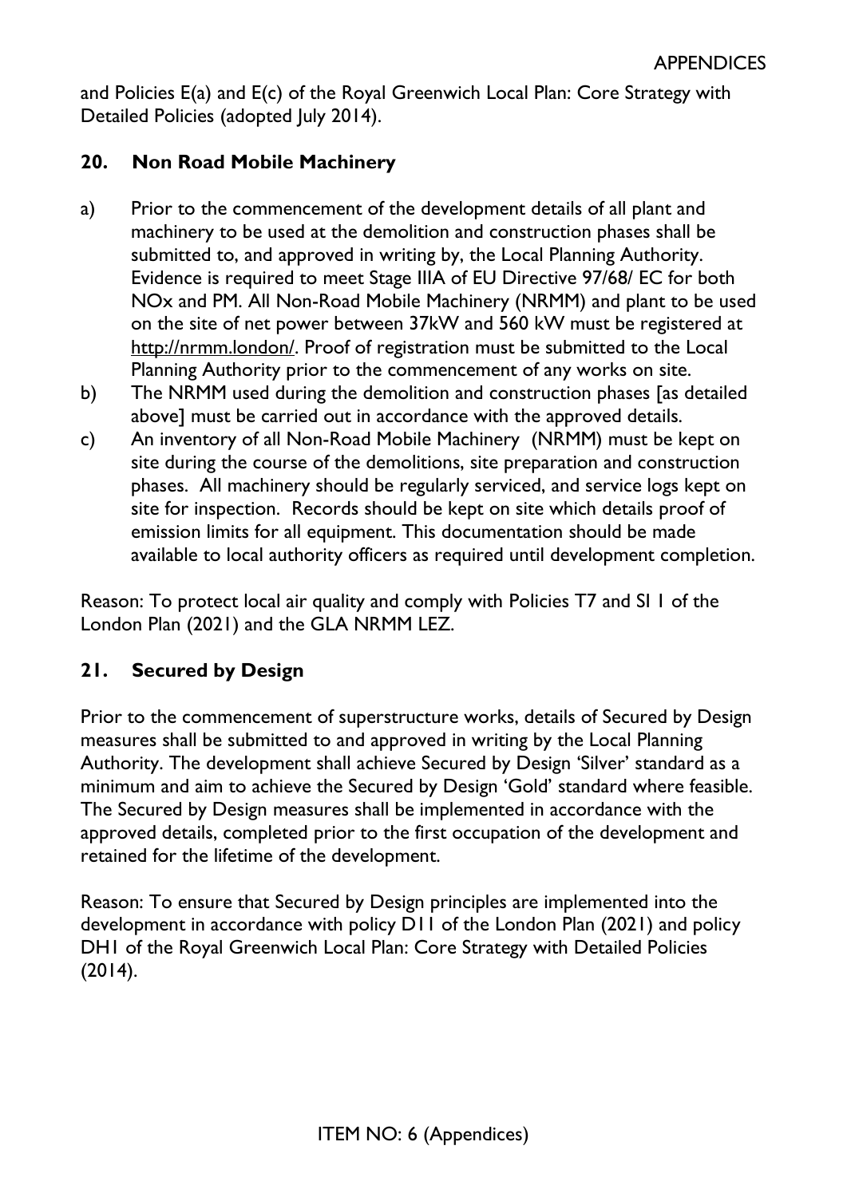and Policies E(a) and E(c) of the Royal Greenwich Local Plan: Core Strategy with Detailed Policies (adopted July 2014).

## 20. Non Road Mobile Machinery

a) Prior to the commencement of the development details of all plant and machinery to be used at the demolition and construction phases shall be submitted to, and approved in writing by, the Local Planning Authority. Evidence is required to meet Stage IIIA of EU Directive 97/68/ EC for both NOx and PM. All Non-Road Mobile Machinery (NRMM) and plant to be used on the site of net power between 37kW and 560 kW must be registered at http://nrmm.london/. Proof of registration must be submitted to the Local Planning Authority prior to the commencement of any works on site.

b) The NRMM used during the demolition and construction phases [as detailed above] must be carried out in accordance with the approved details.

c) An inventory of all Non-Road Mobile Machinery (NRMM) must be kept on site during the course of the demolitions, site preparation and construction phases. All machinery should be regularly serviced, and service logs kept on site for inspection. Records should be kept on site which details proof of emission limits for all equipment. This documentation should be made available to local authority officers as required until development completion.

Reason: To protect local air quality and comply with Policies T7 and SI 1 of the London Plan (2021) and the GLA NRMM LEZ.

## 21. Secured by Design

Prior to the commencement of superstructure works, details of Secured by Design measures shall be submitted to and approved in writing by the Local Planning Authority. The development shall achieve Secured by Design 'Silver' standard as a minimum and aim to achieve the Secured by Design 'Gold' standard where feasible. The Secured by Design measures shall be implemented in accordance with the approved details, completed prior to the first occupation of the development and retained for the lifetime of the development.

Reason: To ensure that Secured by Design principles are implemented into the development in accordance with policy D11 of the London Plan (2021) and policy DH1 of the Royal Greenwich Local Plan: Core Strategy with Detailed Policies (2014).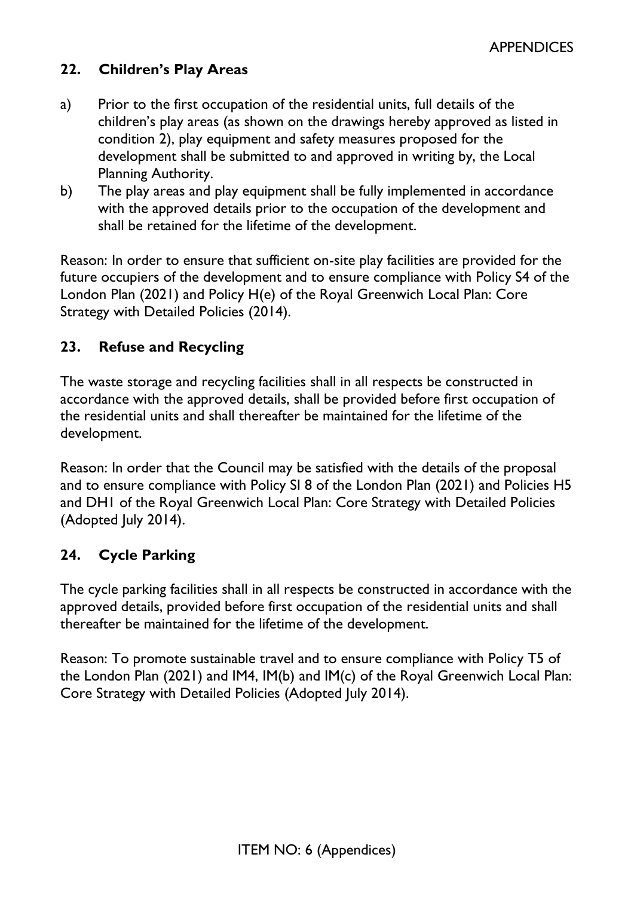## 22. Children's Play Areas

a) Prior to the first occupation of the residential units, full details of the children's play areas (as shown on the drawings hereby approved as listed in condition 2), play equipment and safety measures proposed for the development shall be submitted to and approved in writing by, the Local Planning Authority.

b) The play areas and play equipment shall be fully implemented in accordance with the approved details prior to the occupation of the development and shall be retained for the lifetime of the development.

Reason: In order to ensure that sufficient on-site play facilities are provided for the future occupiers of the development and to ensure compliance with Policy S4 of the London Plan (2021) and Policy H(e) of the Royal Greenwich Local Plan: Core Strategy with Detailed Policies (2014).

## 23. Refuse and Recycling

The waste storage and recycling facilities shall in all respects be constructed in accordance with the approved details, shall be provided before first occupation of the residential units and shall thereafter be maintained for the lifetime of the development.

Reason: In order that the Council may be satisfied with the details of the proposal and to ensure compliance with Policy SI 8 of the London Plan (2021) and Policies H5 and DH1 of the Royal Greenwich Local Plan: Core Strategy with Detailed Policies (Adopted July 2014).

## 24. Cycle Parking

The cycle parking facilities shall in all respects be constructed in accordance with the approved details, provided before first occupation of the residential units and shall thereafter be maintained for the lifetime of the development.

Reason: To promote sustainable travel and to ensure compliance with Policy T5 of the London Plan (2021) and IM4, IM(b) and IM(c) of the Royal Greenwich Local Plan: Core Strategy with Detailed Policies (Adopted July 2014).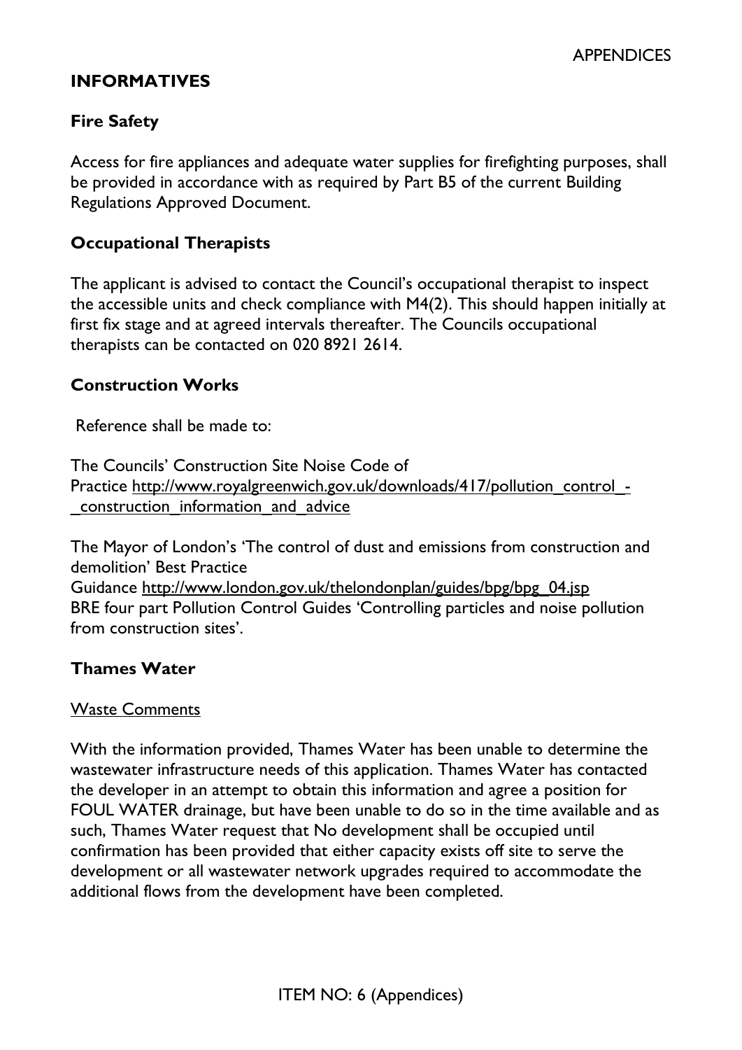## INFORMATIVES

### Fire Safety

Access for fire appliances and adequate water supplies for firefighting purposes, shall be provided in accordance with as required by Part B5 of the current Building Regulations Approved Document.

### Occupational Therapists

The applicant is advised to contact the Council's occupational therapist to inspect the accessible units and check compliance with M4(2). This should happen initially at first fix stage and at agreed intervals thereafter. The Councils occupational therapists can be contacted on 020 8921 2614.

### Construction Works

Reference shall be made to:

The Councils' Construction Site Noise Code of Practice http://www.royalgreenwich.gov.uk/downloads/417/pollution_control_-_construction_information_and_advice

The Mayor of London's 'The control of dust and emissions from construction and demolition' Best Practice Guidance http://www.london.gov.uk/thelondonplan/guides/bpg/bpg_04.jsp
BRE four part Pollution Control Guides 'Controlling particles and noise pollution from construction sites'.

### Thames Water

Waste Comments

With the information provided, Thames Water has been unable to determine the wastewater infrastructure needs of this application. Thames Water has contacted the developer in an attempt to obtain this information and agree a position for FOUL WATER drainage, but have been unable to do so in the time available and as such, Thames Water request that No development shall be occupied until confirmation has been provided that either capacity exists off site to serve the development or all wastewater network upgrades required to accommodate the additional flows from the development have been completed.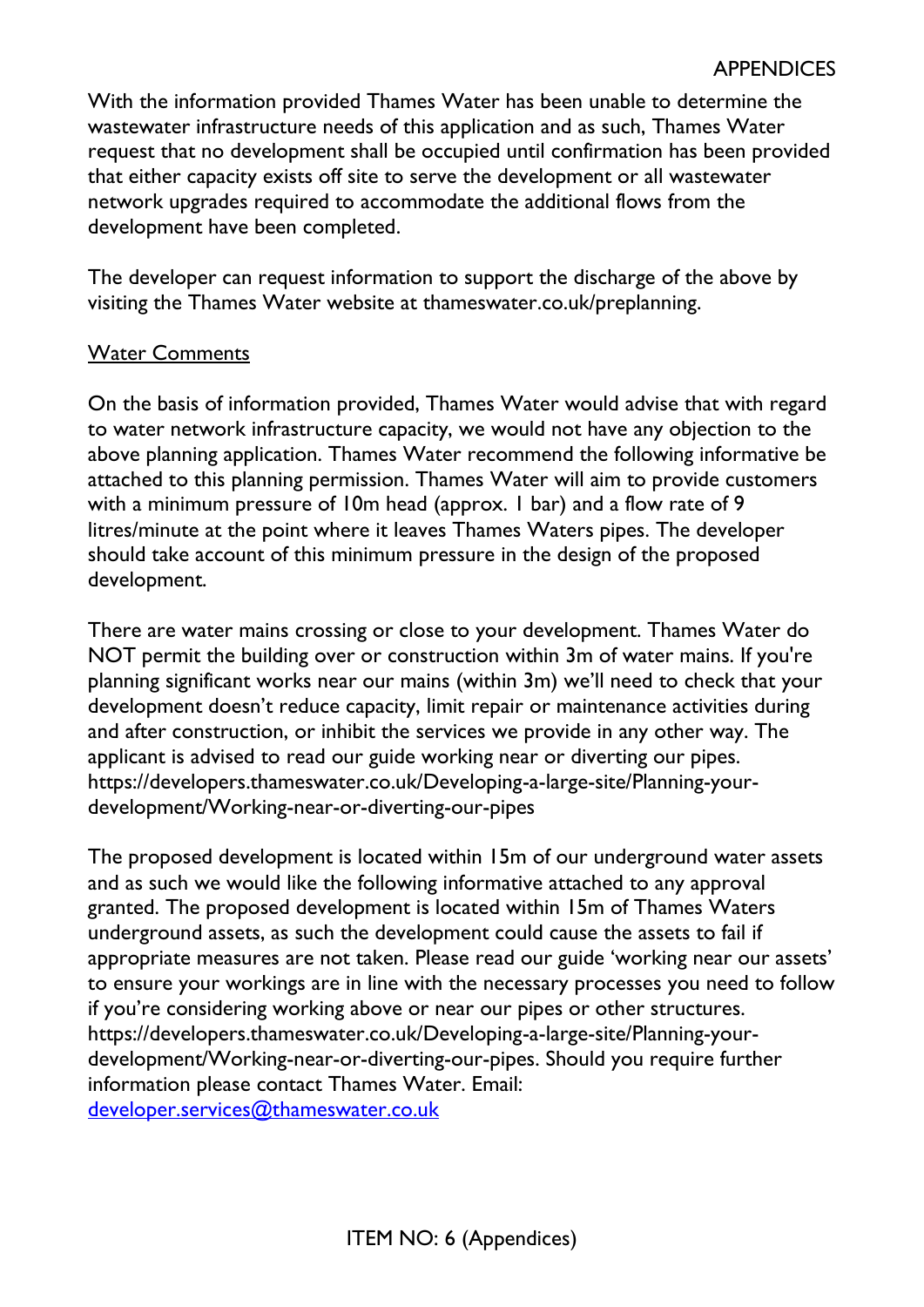With the information provided Thames Water has been unable to determine the wastewater infrastructure needs of this application and as such, Thames Water request that no development shall be occupied until confirmation has been provided that either capacity exists off site to serve the development or all wastewater network upgrades required to accommodate the additional flows from the development have been completed.

The developer can request information to support the discharge of the above by visiting the Thames Water website at thameswater.co.uk/preplanning.

Water Comments

On the basis of information provided, Thames Water would advise that with regard to water network infrastructure capacity, we would not have any objection to the above planning application. Thames Water recommend the following informative be attached to this planning permission. Thames Water will aim to provide customers with a minimum pressure of 10m head (approx. 1 bar) and a flow rate of 9 litres/minute at the point where it leaves Thames Waters pipes. The developer should take account of this minimum pressure in the design of the proposed development.

There are water mains crossing or close to your development. Thames Water do NOT permit the building over or construction within 3m of water mains. If you're planning significant works near our mains (within 3m) we'll need to check that your development doesn't reduce capacity, limit repair or maintenance activities during and after construction, or inhibit the services we provide in any other way. The applicant is advised to read our guide working near or diverting our pipes. https://developers.thameswater.co.uk/Developing-a-large-site/Planning-your-development/Working-near-or-diverting-our-pipes

The proposed development is located within 15m of our underground water assets and as such we would like the following informative attached to any approval granted. The proposed development is located within 15m of Thames Waters underground assets, as such the development could cause the assets to fail if appropriate measures are not taken. Please read our guide 'working near our assets' to ensure your workings are in line with the necessary processes you need to follow if you're considering working above or near our pipes or other structures. https://developers.thameswater.co.uk/Developing-a-large-site/Planning-your-development/Working-near-or-diverting-our-pipes. Should you require further information please contact Thames Water. Email: developer.services@thameswater.co.uk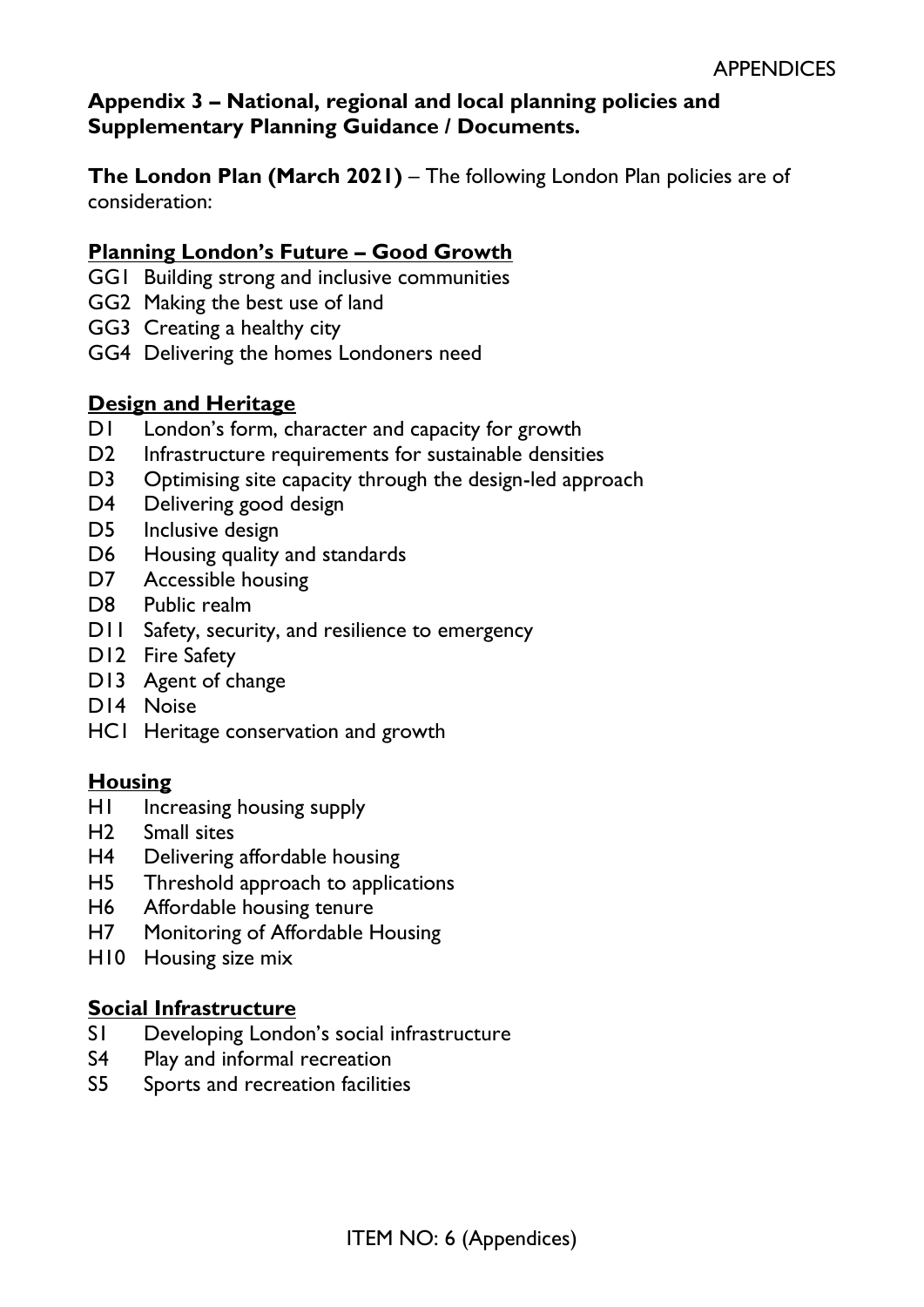## Appendix 3 – National, regional and local planning policies and Supplementary Planning Guidance / Documents.

**The London Plan (March 2021)** – The following London Plan policies are of consideration:

### Planning London's Future – Good Growth

- GG1 Building strong and inclusive communities
- GG2 Making the best use of land
- GG3 Creating a healthy city
- GG4 Delivering the homes Londoners need

### Design and Heritage

- D1 London's form, character and capacity for growth
- D2 Infrastructure requirements for sustainable densities
- D3 Optimising site capacity through the design-led approach
- D4 Delivering good design
- D5 Inclusive design
- D6 Housing quality and standards
- D7 Accessible housing
- D8 Public realm
- D11 Safety, security, and resilience to emergency
- D12 Fire Safety
- D13 Agent of change
- D14 Noise
- HC1 Heritage conservation and growth

### Housing

- H1 Increasing housing supply
- H2 Small sites
- H4 Delivering affordable housing
- H5 Threshold approach to applications
- H6 Affordable housing tenure
- H7 Monitoring of Affordable Housing
- H10 Housing size mix

### Social Infrastructure

- S1 Developing London's social infrastructure
- S4 Play and informal recreation
- S5 Sports and recreation facilities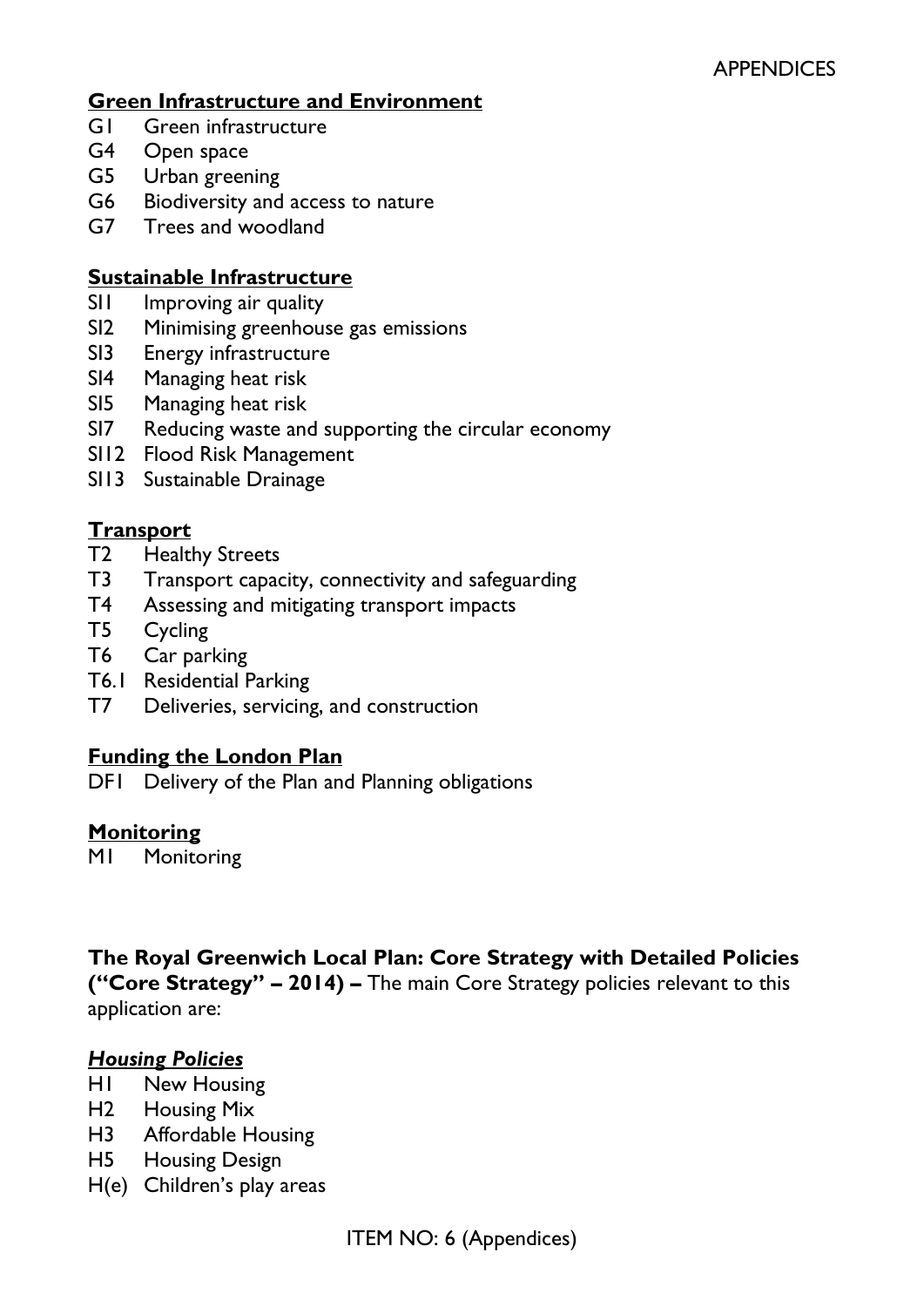**<u>Green Infrastructure and Environment</u>**

G1 Green infrastructure
G4 Open space
G5 Urban greening
G6 Biodiversity and access to nature
G7 Trees and woodland

**<u>Sustainable Infrastructure</u>**

SI1 Improving air quality
SI2 Minimising greenhouse gas emissions
SI3 Energy infrastructure
SI4 Managing heat risk
SI5 Managing heat risk
SI7 Reducing waste and supporting the circular economy
SI12 Flood Risk Management
SI13 Sustainable Drainage

**<u>Transport</u>**

T2 Healthy Streets
T3 Transport capacity, connectivity and safeguarding
T4 Assessing and mitigating transport impacts
T5 Cycling
T6 Car parking
T6.1 Residential Parking
T7 Deliveries, servicing, and construction

**<u>Funding the London Plan</u>**

DF1 Delivery of the Plan and Planning obligations

**<u>Monitoring</u>**

M1 Monitoring

**The Royal Greenwich Local Plan: Core Strategy with Detailed Policies ("Core Strategy" – 2014) –** The main Core Strategy policies relevant to this application are:

***<u>Housing Policies</u>***

H1 New Housing
H2 Housing Mix
H3 Affordable Housing
H5 Housing Design
H(e) Children's play areas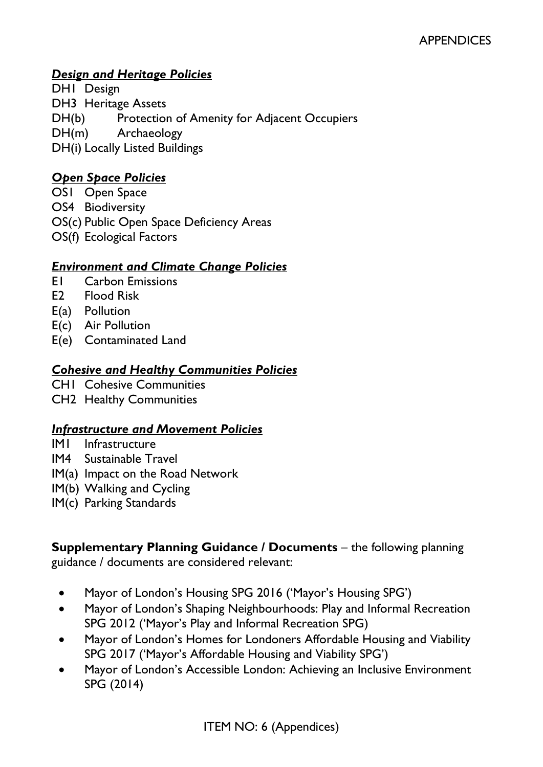***Design and Heritage Policies***

DH1 Design
DH3 Heritage Assets
DH(b) Protection of Amenity for Adjacent Occupiers
DH(m) Archaeology
DH(i) Locally Listed Buildings

***Open Space Policies***

OS1 Open Space
OS4 Biodiversity
OS(c) Public Open Space Deficiency Areas
OS(f) Ecological Factors

***Environment and Climate Change Policies***

E1 Carbon Emissions
E2 Flood Risk
E(a) Pollution
E(c) Air Pollution
E(e) Contaminated Land

***Cohesive and Healthy Communities Policies***

CH1 Cohesive Communities
CH2 Healthy Communities

***Infrastructure and Movement Policies***

IM1 Infrastructure
IM4 Sustainable Travel
IM(a) Impact on the Road Network
IM(b) Walking and Cycling
IM(c) Parking Standards

**Supplementary Planning Guidance / Documents** – the following planning guidance / documents are considered relevant:

- Mayor of London's Housing SPG 2016 ('Mayor's Housing SPG')
- Mayor of London's Shaping Neighbourhoods: Play and Informal Recreation SPG 2012 ('Mayor's Play and Informal Recreation SPG)
- Mayor of London's Homes for Londoners Affordable Housing and Viability SPG 2017 ('Mayor's Affordable Housing and Viability SPG')
- Mayor of London's Accessible London: Achieving an Inclusive Environment SPG (2014)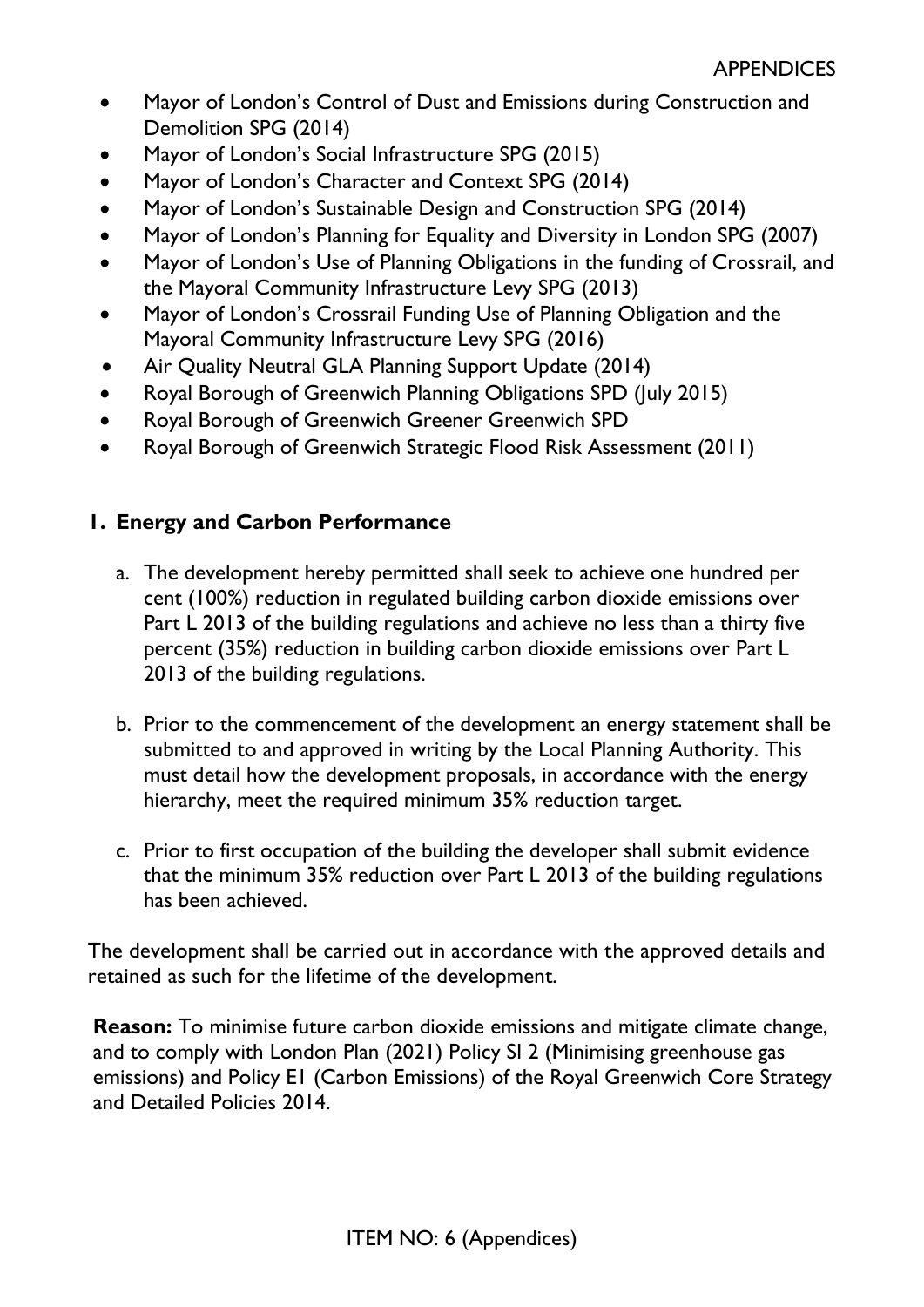- Mayor of London's Control of Dust and Emissions during Construction and Demolition SPG (2014)
- Mayor of London's Social Infrastructure SPG (2015)
- Mayor of London's Character and Context SPG (2014)
- Mayor of London's Sustainable Design and Construction SPG (2014)
- Mayor of London's Planning for Equality and Diversity in London SPG (2007)
- Mayor of London's Use of Planning Obligations in the funding of Crossrail, and the Mayoral Community Infrastructure Levy SPG (2013)
- Mayor of London's Crossrail Funding Use of Planning Obligation and the Mayoral Community Infrastructure Levy SPG (2016)
- Air Quality Neutral GLA Planning Support Update (2014)
- Royal Borough of Greenwich Planning Obligations SPD (July 2015)
- Royal Borough of Greenwich Greener Greenwich SPD
- Royal Borough of Greenwich Strategic Flood Risk Assessment (2011)

## 1. Energy and Carbon Performance

a. The development hereby permitted shall seek to achieve one hundred per cent (100%) reduction in regulated building carbon dioxide emissions over Part L 2013 of the building regulations and achieve no less than a thirty five percent (35%) reduction in building carbon dioxide emissions over Part L 2013 of the building regulations.

b. Prior to the commencement of the development an energy statement shall be submitted to and approved in writing by the Local Planning Authority. This must detail how the development proposals, in accordance with the energy hierarchy, meet the required minimum 35% reduction target.

c. Prior to first occupation of the building the developer shall submit evidence that the minimum 35% reduction over Part L 2013 of the building regulations has been achieved.

The development shall be carried out in accordance with the approved details and retained as such for the lifetime of the development.

**Reason:** To minimise future carbon dioxide emissions and mitigate climate change, and to comply with London Plan (2021) Policy SI 2 (Minimising greenhouse gas emissions) and Policy E1 (Carbon Emissions) of the Royal Greenwich Core Strategy and Detailed Policies 2014.